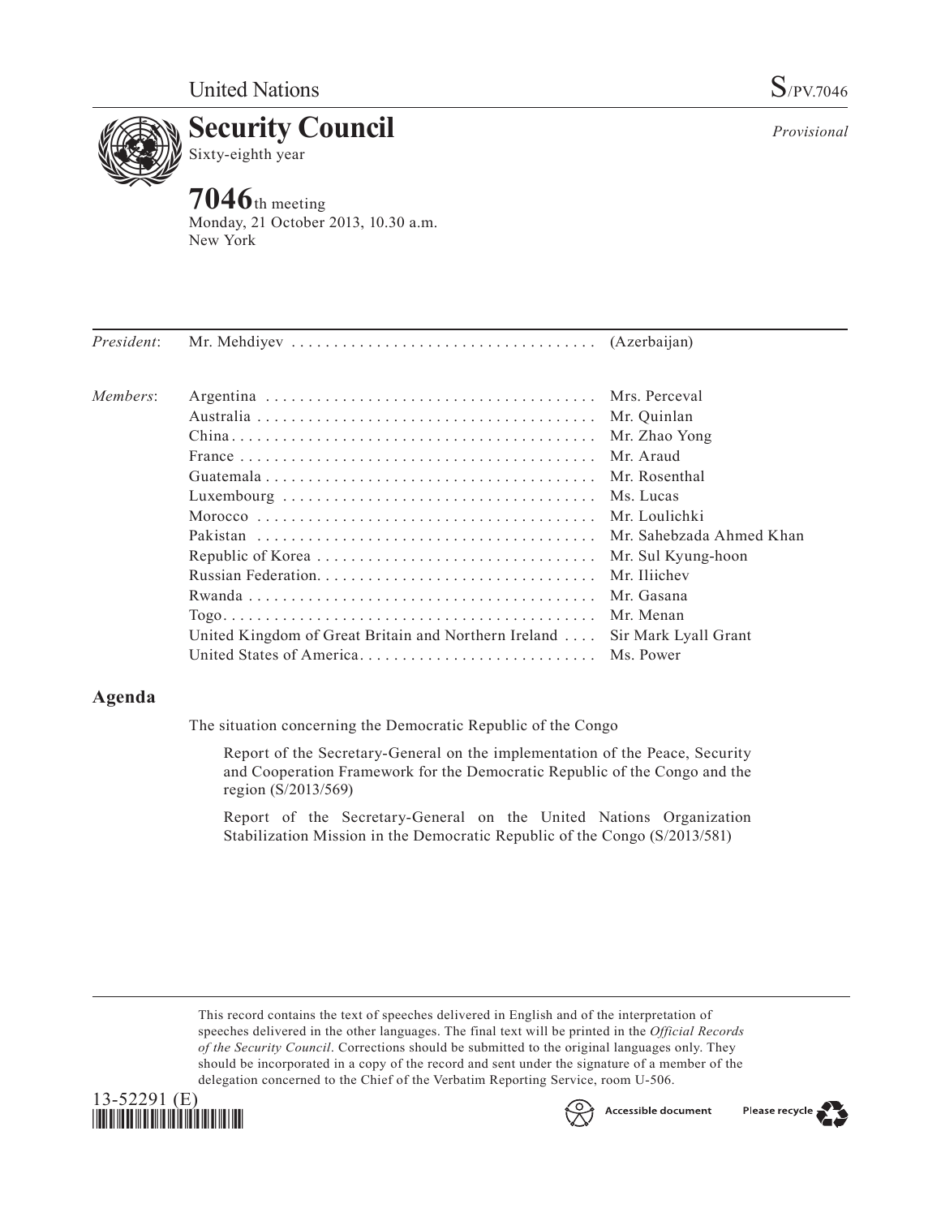United Nations S/PV.7046

# Security Council

Sixty-eighth year

*Provisional*

## 7046th meeting

Monday, 21 October 2013, 10.30 a.m.
New York

| | | |
|---|---|---|
| *President*: | Mr. Mehdiyev | (Azerbaijan) |
| *Members*: | Argentina | Mrs. Perceval |
| | Australia | Mr. Quinlan |
| | China | Mr. Zhao Yong |
| | France | Mr. Araud |
| | Guatemala | Mr. Rosenthal |
| | Luxembourg | Ms. Lucas |
| | Morocco | Mr. Loulichki |
| | Pakistan | Mr. Sahebzada Ahmed Khan |
| | Republic of Korea | Mr. Sul Kyung-hoon |
| | Russian Federation | Mr. Iliichev |
| | Rwanda | Mr. Gasana |
| | Togo | Mr. Menan |
| | United Kingdom of Great Britain and Northern Ireland | Sir Mark Lyall Grant |
| | United States of America | Ms. Power |

## Agenda

The situation concerning the Democratic Republic of the Congo

Report of the Secretary-General on the implementation of the Peace, Security and Cooperation Framework for the Democratic Republic of the Congo and the region (S/2013/569)

Report of the Secretary-General on the United Nations Organization Stabilization Mission in the Democratic Republic of the Congo (S/2013/581)

This record contains the text of speeches delivered in English and of the interpretation of speeches delivered in the other languages. The final text will be printed in the *Official Records of the Security Council*. Corrections should be submitted to the original languages only. They should be incorporated in a copy of the record and sent under the signature of a member of the delegation concerned to the Chief of the Verbatim Reporting Service, room U-506.

13-52291 (E)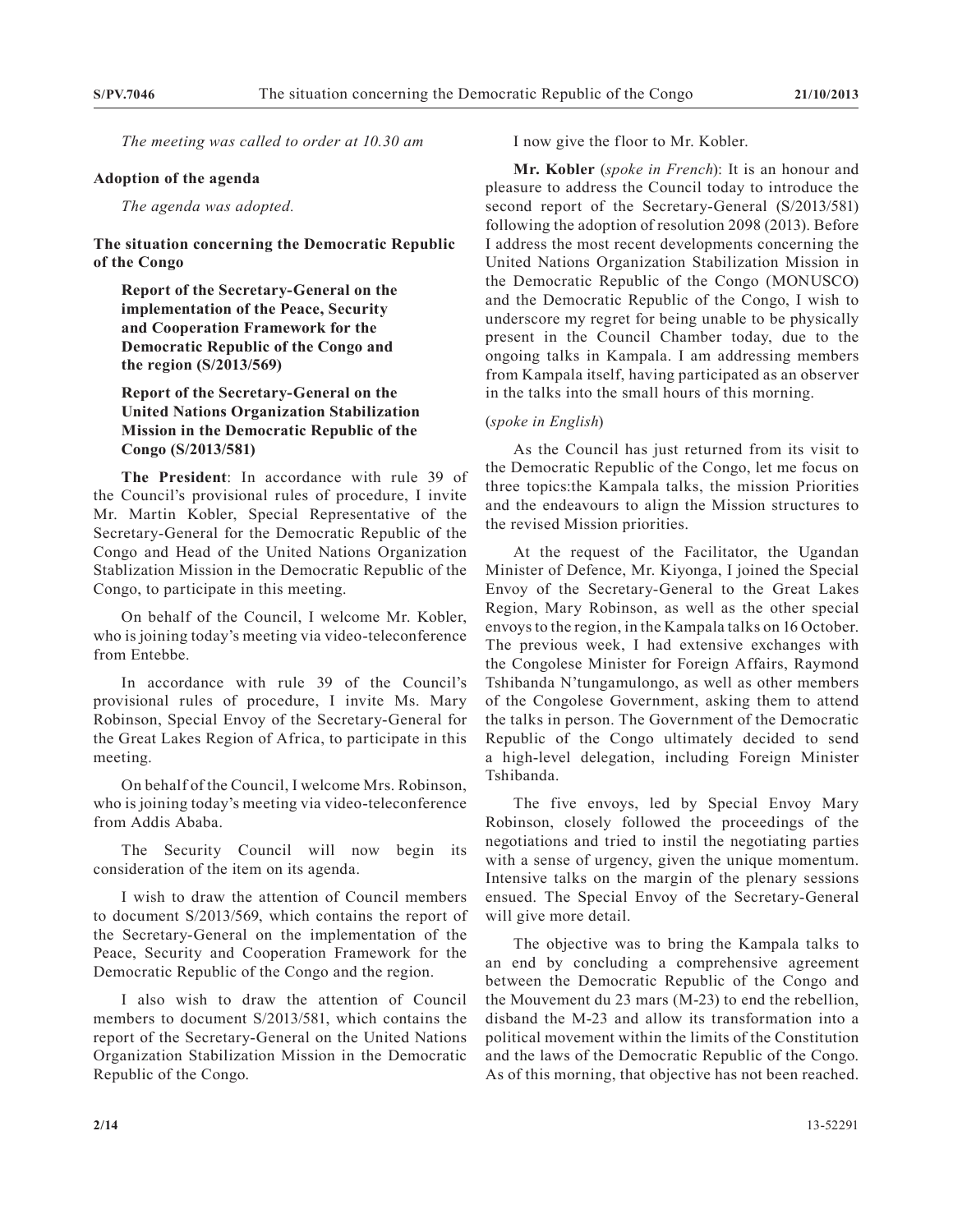*The meeting was called to order at 10.30 am*

**Adoption of the agenda**

*The agenda was adopted.*

**The situation concerning the Democratic Republic of the Congo**

**Report of the Secretary-General on the implementation of the Peace, Security and Cooperation Framework for the Democratic Republic of the Congo and the region (S/2013/569)**

**Report of the Secretary-General on the United Nations Organization Stabilization Mission in the Democratic Republic of the Congo (S/2013/581)**

**The President**: In accordance with rule 39 of the Council's provisional rules of procedure, I invite Mr. Martin Kobler, Special Representative of the Secretary-General for the Democratic Republic of the Congo and Head of the United Nations Organization Stablization Mission in the Democratic Republic of the Congo, to participate in this meeting.

On behalf of the Council, I welcome Mr. Kobler, who is joining today's meeting via video-teleconference from Entebbe.

In accordance with rule 39 of the Council's provisional rules of procedure, I invite Ms. Mary Robinson, Special Envoy of the Secretary-General for the Great Lakes Region of Africa, to participate in this meeting.

On behalf of the Council, I welcome Mrs. Robinson, who is joining today's meeting via video-teleconference from Addis Ababa.

The Security Council will now begin its consideration of the item on its agenda.

I wish to draw the attention of Council members to document S/2013/569, which contains the report of the Secretary-General on the implementation of the Peace, Security and Cooperation Framework for the Democratic Republic of the Congo and the region.

I also wish to draw the attention of Council members to document S/2013/581, which contains the report of the Secretary-General on the United Nations Organization Stabilization Mission in the Democratic Republic of the Congo.

I now give the floor to Mr. Kobler.

**Mr. Kobler** (*spoke in French*): It is an honour and pleasure to address the Council today to introduce the second report of the Secretary-General (S/2013/581) following the adoption of resolution 2098 (2013). Before I address the most recent developments concerning the United Nations Organization Stabilization Mission in the Democratic Republic of the Congo (MONUSCO) and the Democratic Republic of the Congo, I wish to underscore my regret for being unable to be physically present in the Council Chamber today, due to the ongoing talks in Kampala. I am addressing members from Kampala itself, having participated as an observer in the talks into the small hours of this morning.

(*spoke in English*)

As the Council has just returned from its visit to the Democratic Republic of the Congo, let me focus on three topics:the Kampala talks, the mission Priorities and the endeavours to align the Mission structures to the revised Mission priorities.

At the request of the Facilitator, the Ugandan Minister of Defence, Mr. Kiyonga, I joined the Special Envoy of the Secretary-General to the Great Lakes Region, Mary Robinson, as well as the other special envoys to the region, in the Kampala talks on 16 October. The previous week, I had extensive exchanges with the Congolese Minister for Foreign Affairs, Raymond Tshibanda N'tungamulongo, as well as other members of the Congolese Government, asking them to attend the talks in person. The Government of the Democratic Republic of the Congo ultimately decided to send a high-level delegation, including Foreign Minister Tshibanda.

The five envoys, led by Special Envoy Mary Robinson, closely followed the proceedings of the negotiations and tried to instil the negotiating parties with a sense of urgency, given the unique momentum. Intensive talks on the margin of the plenary sessions ensued. The Special Envoy of the Secretary-General will give more detail.

The objective was to bring the Kampala talks to an end by concluding a comprehensive agreement between the Democratic Republic of the Congo and the Mouvement du 23 mars (M-23) to end the rebellion, disband the M-23 and allow its transformation into a political movement within the limits of the Constitution and the laws of the Democratic Republic of the Congo. As of this morning, that objective has not been reached.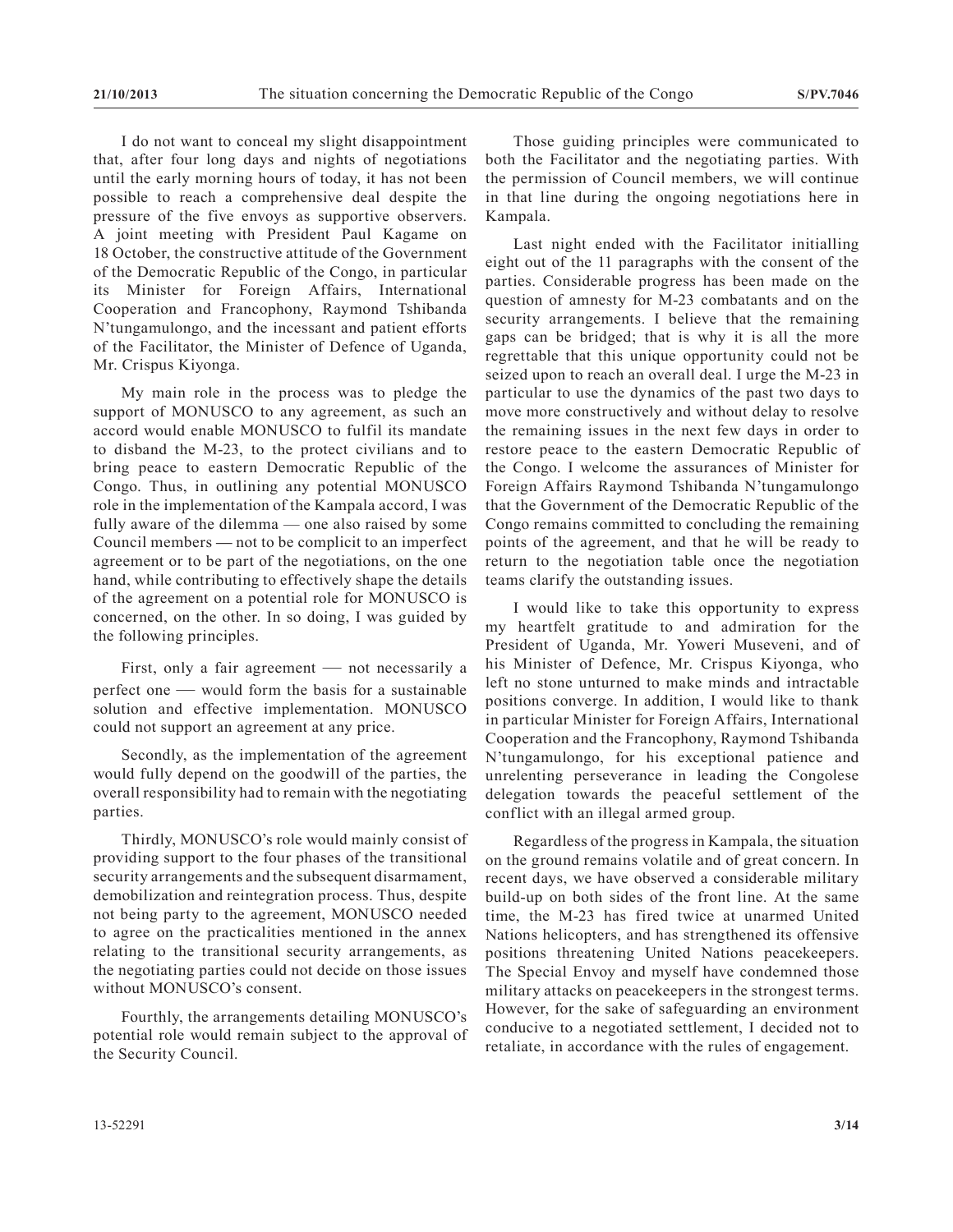I do not want to conceal my slight disappointment that, after four long days and nights of negotiations until the early morning hours of today, it has not been possible to reach a comprehensive deal despite the pressure of the five envoys as supportive observers. A joint meeting with President Paul Kagame on 18 October, the constructive attitude of the Government of the Democratic Republic of the Congo, in particular its Minister for Foreign Affairs, International Cooperation and Francophony, Raymond Tshibanda N'tungamulongo, and the incessant and patient efforts of the Facilitator, the Minister of Defence of Uganda, Mr. Crispus Kiyonga.

My main role in the process was to pledge the support of MONUSCO to any agreement, as such an accord would enable MONUSCO to fulfil its mandate to disband the M-23, to the protect civilians and to bring peace to eastern Democratic Republic of the Congo. Thus, in outlining any potential MONUSCO role in the implementation of the Kampala accord, I was fully aware of the dilemma — one also raised by some Council members — not to be complicit to an imperfect agreement or to be part of the negotiations, on the one hand, while contributing to effectively shape the details of the agreement on a potential role for MONUSCO is concerned, on the other. In so doing, I was guided by the following principles.

First, only a fair agreement — not necessarily a perfect one — would form the basis for a sustainable solution and effective implementation. MONUSCO could not support an agreement at any price.

Secondly, as the implementation of the agreement would fully depend on the goodwill of the parties, the overall responsibility had to remain with the negotiating parties.

Thirdly, MONUSCO's role would mainly consist of providing support to the four phases of the transitional security arrangements and the subsequent disarmament, demobilization and reintegration process. Thus, despite not being party to the agreement, MONUSCO needed to agree on the practicalities mentioned in the annex relating to the transitional security arrangements, as the negotiating parties could not decide on those issues without MONUSCO's consent.

Fourthly, the arrangements detailing MONUSCO's potential role would remain subject to the approval of the Security Council.

Those guiding principles were communicated to both the Facilitator and the negotiating parties. With the permission of Council members, we will continue in that line during the ongoing negotiations here in Kampala.

Last night ended with the Facilitator initialling eight out of the 11 paragraphs with the consent of the parties. Considerable progress has been made on the question of amnesty for M-23 combatants and on the security arrangements. I believe that the remaining gaps can be bridged; that is why it is all the more regrettable that this unique opportunity could not be seized upon to reach an overall deal. I urge the M-23 in particular to use the dynamics of the past two days to move more constructively and without delay to resolve the remaining issues in the next few days in order to restore peace to the eastern Democratic Republic of the Congo. I welcome the assurances of Minister for Foreign Affairs Raymond Tshibanda N'tungamulongo that the Government of the Democratic Republic of the Congo remains committed to concluding the remaining points of the agreement, and that he will be ready to return to the negotiation table once the negotiation teams clarify the outstanding issues.

I would like to take this opportunity to express my heartfelt gratitude to and admiration for the President of Uganda, Mr. Yoweri Museveni, and of his Minister of Defence, Mr. Crispus Kiyonga, who left no stone unturned to make minds and intractable positions converge. In addition, I would like to thank in particular Minister for Foreign Affairs, International Cooperation and the Francophony, Raymond Tshibanda N'tungamulongo, for his exceptional patience and unrelenting perseverance in leading the Congolese delegation towards the peaceful settlement of the conflict with an illegal armed group.

Regardless of the progress in Kampala, the situation on the ground remains volatile and of great concern. In recent days, we have observed a considerable military build-up on both sides of the front line. At the same time, the M-23 has fired twice at unarmed United Nations helicopters, and has strengthened its offensive positions threatening United Nations peacekeepers. The Special Envoy and myself have condemned those military attacks on peacekeepers in the strongest terms. However, for the sake of safeguarding an environment conducive to a negotiated settlement, I decided not to retaliate, in accordance with the rules of engagement.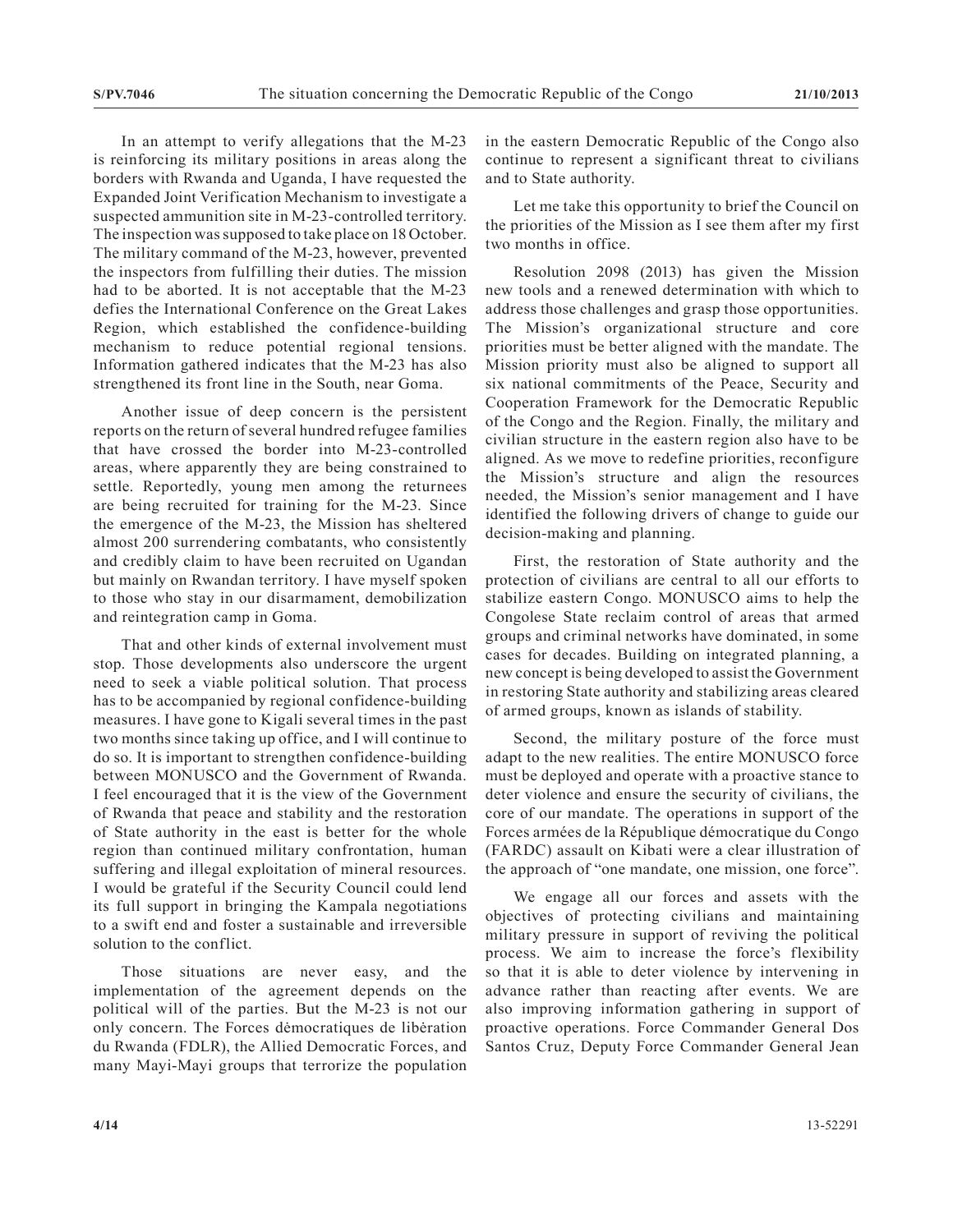In an attempt to verify allegations that the M-23 is reinforcing its military positions in areas along the borders with Rwanda and Uganda, I have requested the Expanded Joint Verification Mechanism to investigate a suspected ammunition site in M-23-controlled territory. The inspection was supposed to take place on 18 October. The military command of the M-23, however, prevented the inspectors from fulfilling their duties. The mission had to be aborted. It is not acceptable that the M-23 defies the International Conference on the Great Lakes Region, which established the confidence-building mechanism to reduce potential regional tensions. Information gathered indicates that the M-23 has also strengthened its front line in the South, near Goma.

Another issue of deep concern is the persistent reports on the return of several hundred refugee families that have crossed the border into M-23-controlled areas, where apparently they are being constrained to settle. Reportedly, young men among the returnees are being recruited for training for the M-23. Since the emergence of the M-23, the Mission has sheltered almost 200 surrendering combatants, who consistently and credibly claim to have been recruited on Ugandan but mainly on Rwandan territory. I have myself spoken to those who stay in our disarmament, demobilization and reintegration camp in Goma.

That and other kinds of external involvement must stop. Those developments also underscore the urgent need to seek a viable political solution. That process has to be accompanied by regional confidence-building measures. I have gone to Kigali several times in the past two months since taking up office, and I will continue to do so. It is important to strengthen confidence-building between MONUSCO and the Government of Rwanda. I feel encouraged that it is the view of the Government of Rwanda that peace and stability and the restoration of State authority in the east is better for the whole region than continued military confrontation, human suffering and illegal exploitation of mineral resources. I would be grateful if the Security Council could lend its full support in bringing the Kampala negotiations to a swift end and foster a sustainable and irreversible solution to the conflict.

Those situations are never easy, and the implementation of the agreement depends on the political will of the parties. But the M-23 is not our only concern. The Forces démocratiques de libération du Rwanda (FDLR), the Allied Democratic Forces, and many Mayi-Mayi groups that terrorize the population in the eastern Democratic Republic of the Congo also continue to represent a significant threat to civilians and to State authority.

Let me take this opportunity to brief the Council on the priorities of the Mission as I see them after my first two months in office.

Resolution 2098 (2013) has given the Mission new tools and a renewed determination with which to address those challenges and grasp those opportunities. The Mission's organizational structure and core priorities must be better aligned with the mandate. The Mission priority must also be aligned to support all six national commitments of the Peace, Security and Cooperation Framework for the Democratic Republic of the Congo and the Region. Finally, the military and civilian structure in the eastern region also have to be aligned. As we move to redefine priorities, reconfigure the Mission's structure and align the resources needed, the Mission's senior management and I have identified the following drivers of change to guide our decision-making and planning.

First, the restoration of State authority and the protection of civilians are central to all our efforts to stabilize eastern Congo. MONUSCO aims to help the Congolese State reclaim control of areas that armed groups and criminal networks have dominated, in some cases for decades. Building on integrated planning, a new concept is being developed to assist the Government in restoring State authority and stabilizing areas cleared of armed groups, known as islands of stability.

Second, the military posture of the force must adapt to the new realities. The entire MONUSCO force must be deployed and operate with a proactive stance to deter violence and ensure the security of civilians, the core of our mandate. The operations in support of the Forces armées de la République démocratique du Congo (FARDC) assault on Kibati were a clear illustration of the approach of "one mandate, one mission, one force".

We engage all our forces and assets with the objectives of protecting civilians and maintaining military pressure in support of reviving the political process. We aim to increase the force's flexibility so that it is able to deter violence by intervening in advance rather than reacting after events. We are also improving information gathering in support of proactive operations. Force Commander General Dos Santos Cruz, Deputy Force Commander General Jean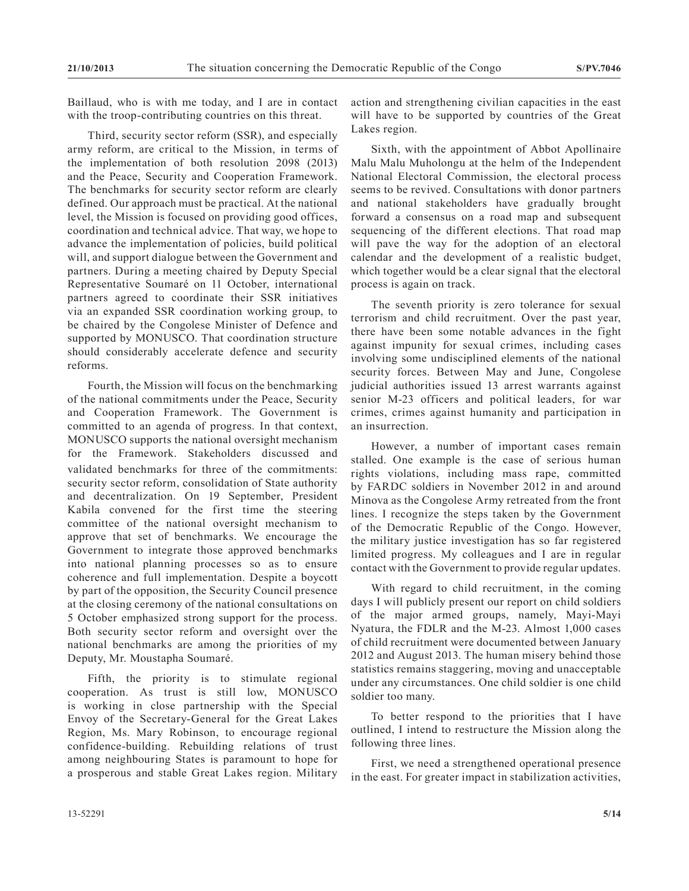Baillaud, who is with me today, and I are in contact with the troop-contributing countries on this threat.

Third, security sector reform (SSR), and especially army reform, are critical to the Mission, in terms of the implementation of both resolution 2098 (2013) and the Peace, Security and Cooperation Framework. The benchmarks for security sector reform are clearly defined. Our approach must be practical. At the national level, the Mission is focused on providing good offices, coordination and technical advice. That way, we hope to advance the implementation of policies, build political will, and support dialogue between the Government and partners. During a meeting chaired by Deputy Special Representative Soumaré on 11 October, international partners agreed to coordinate their SSR initiatives via an expanded SSR coordination working group, to be chaired by the Congolese Minister of Defence and supported by MONUSCO. That coordination structure should considerably accelerate defence and security reforms.

Fourth, the Mission will focus on the benchmarking of the national commitments under the Peace, Security and Cooperation Framework. The Government is committed to an agenda of progress. In that context, MONUSCO supports the national oversight mechanism for the Framework. Stakeholders discussed and validated benchmarks for three of the commitments: security sector reform, consolidation of State authority and decentralization. On 19 September, President Kabila convened for the first time the steering committee of the national oversight mechanism to approve that set of benchmarks. We encourage the Government to integrate those approved benchmarks into national planning processes so as to ensure coherence and full implementation. Despite a boycott by part of the opposition, the Security Council presence at the closing ceremony of the national consultations on 5 October emphasized strong support for the process. Both security sector reform and oversight over the national benchmarks are among the priorities of my Deputy, Mr. Moustapha Soumaré.

Fifth, the priority is to stimulate regional cooperation. As trust is still low, MONUSCO is working in close partnership with the Special Envoy of the Secretary-General for the Great Lakes Region, Ms. Mary Robinson, to encourage regional confidence-building. Rebuilding relations of trust among neighbouring States is paramount to hope for a prosperous and stable Great Lakes region. Military action and strengthening civilian capacities in the east will have to be supported by countries of the Great Lakes region.

Sixth, with the appointment of Abbot Apollinaire Malu Malu Muholongu at the helm of the Independent National Electoral Commission, the electoral process seems to be revived. Consultations with donor partners and national stakeholders have gradually brought forward a consensus on a road map and subsequent sequencing of the different elections. That road map will pave the way for the adoption of an electoral calendar and the development of a realistic budget, which together would be a clear signal that the electoral process is again on track.

The seventh priority is zero tolerance for sexual terrorism and child recruitment. Over the past year, there have been some notable advances in the fight against impunity for sexual crimes, including cases involving some undisciplined elements of the national security forces. Between May and June, Congolese judicial authorities issued 13 arrest warrants against senior M-23 officers and political leaders, for war crimes, crimes against humanity and participation in an insurrection.

However, a number of important cases remain stalled. One example is the case of serious human rights violations, including mass rape, committed by FARDC soldiers in November 2012 in and around Minova as the Congolese Army retreated from the front lines. I recognize the steps taken by the Government of the Democratic Republic of the Congo. However, the military justice investigation has so far registered limited progress. My colleagues and I are in regular contact with the Government to provide regular updates.

With regard to child recruitment, in the coming days I will publicly present our report on child soldiers of the major armed groups, namely, Mayi-Mayi Nyatura, the FDLR and the M-23. Almost 1,000 cases of child recruitment were documented between January 2012 and August 2013. The human misery behind those statistics remains staggering, moving and unacceptable under any circumstances. One child soldier is one child soldier too many.

To better respond to the priorities that I have outlined, I intend to restructure the Mission along the following three lines.

First, we need a strengthened operational presence in the east. For greater impact in stabilization activities,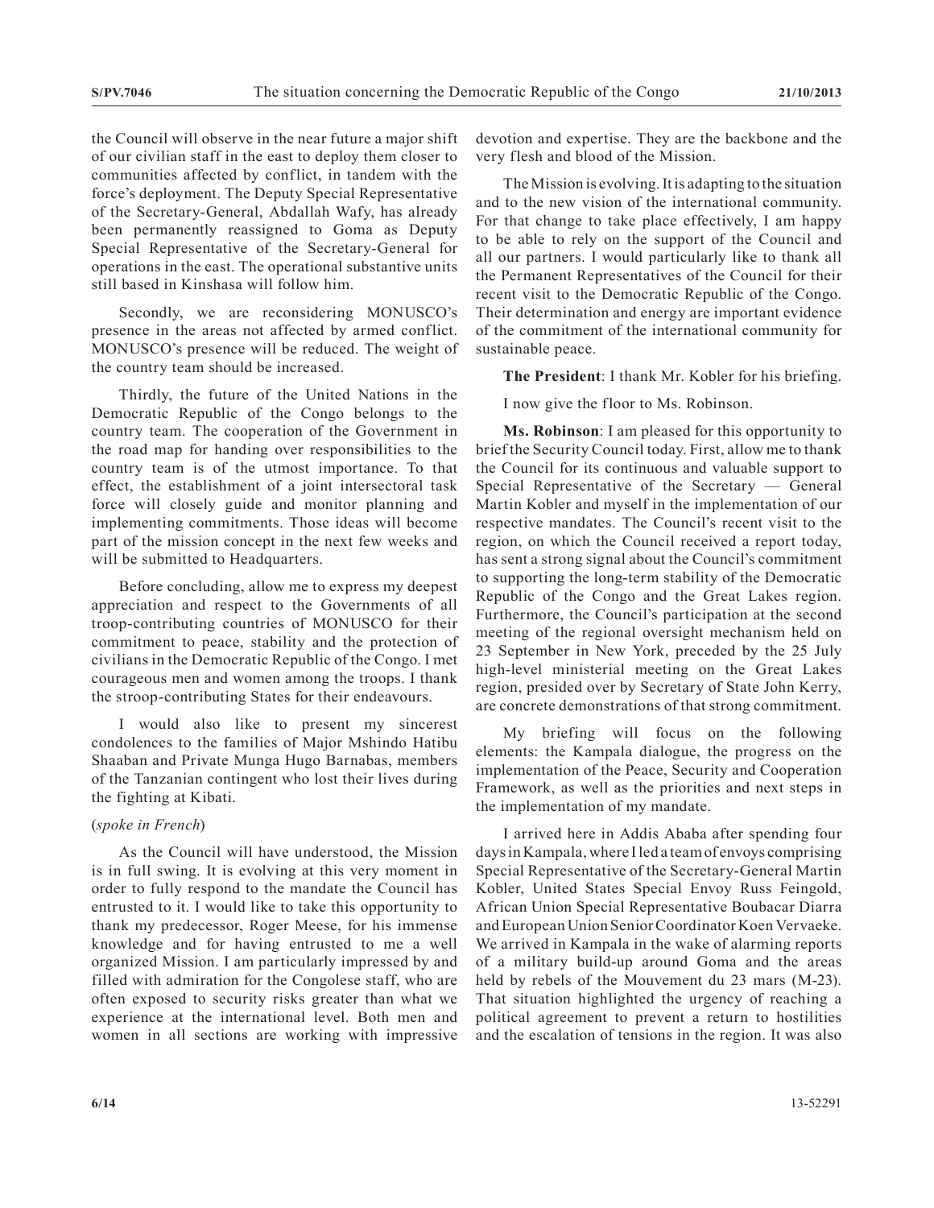the Council will observe in the near future a major shift of our civilian staff in the east to deploy them closer to communities affected by conflict, in tandem with the force's deployment. The Deputy Special Representative of the Secretary-General, Abdallah Wafy, has already been permanently reassigned to Goma as Deputy Special Representative of the Secretary-General for operations in the east. The operational substantive units still based in Kinshasa will follow him.

Secondly, we are reconsidering MONUSCO's presence in the areas not affected by armed conflict. MONUSCO's presence will be reduced. The weight of the country team should be increased.

Thirdly, the future of the United Nations in the Democratic Republic of the Congo belongs to the country team. The cooperation of the Government in the road map for handing over responsibilities to the country team is of the utmost importance. To that effect, the establishment of a joint intersectoral task force will closely guide and monitor planning and implementing commitments. Those ideas will become part of the mission concept in the next few weeks and will be submitted to Headquarters.

Before concluding, allow me to express my deepest appreciation and respect to the Governments of all troop-contributing countries of MONUSCO for their commitment to peace, stability and the protection of civilians in the Democratic Republic of the Congo. I met courageous men and women among the troops. I thank the stroop-contributing States for their endeavours.

I would also like to present my sincerest condolences to the families of Major Mshindo Hatibu Shaaban and Private Munga Hugo Barnabas, members of the Tanzanian contingent who lost their lives during the fighting at Kibati.

(*spoke in French*)

As the Council will have understood, the Mission is in full swing. It is evolving at this very moment in order to fully respond to the mandate the Council has entrusted to it. I would like to take this opportunity to thank my predecessor, Roger Meese, for his immense knowledge and for having entrusted to me a well organized Mission. I am particularly impressed by and filled with admiration for the Congolese staff, who are often exposed to security risks greater than what we experience at the international level. Both men and women in all sections are working with impressive devotion and expertise. They are the backbone and the very flesh and blood of the Mission.

The Mission is evolving. It is adapting to the situation and to the new vision of the international community. For that change to take place effectively, I am happy to be able to rely on the support of the Council and all our partners. I would particularly like to thank all the Permanent Representatives of the Council for their recent visit to the Democratic Republic of the Congo. Their determination and energy are important evidence of the commitment of the international community for sustainable peace.

**The President**: I thank Mr. Kobler for his briefing.

I now give the floor to Ms. Robinson.

**Ms. Robinson**: I am pleased for this opportunity to brief the Security Council today. First, allow me to thank the Council for its continuous and valuable support to Special Representative of the Secretary — General Martin Kobler and myself in the implementation of our respective mandates. The Council's recent visit to the region, on which the Council received a report today, has sent a strong signal about the Council's commitment to supporting the long-term stability of the Democratic Republic of the Congo and the Great Lakes region. Furthermore, the Council's participation at the second meeting of the regional oversight mechanism held on 23 September in New York, preceded by the 25 July high-level ministerial meeting on the Great Lakes region, presided over by Secretary of State John Kerry, are concrete demonstrations of that strong commitment.

My briefing will focus on the following elements: the Kampala dialogue, the progress on the implementation of the Peace, Security and Cooperation Framework, as well as the priorities and next steps in the implementation of my mandate.

I arrived here in Addis Ababa after spending four days in Kampala, where I led a team of envoys comprising Special Representative of the Secretary-General Martin Kobler, United States Special Envoy Russ Feingold, African Union Special Representative Boubacar Diarra and European Union Senior Coordinator Koen Vervaeke. We arrived in Kampala in the wake of alarming reports of a military build-up around Goma and the areas held by rebels of the Mouvement du 23 mars (M-23). That situation highlighted the urgency of reaching a political agreement to prevent a return to hostilities and the escalation of tensions in the region. It was also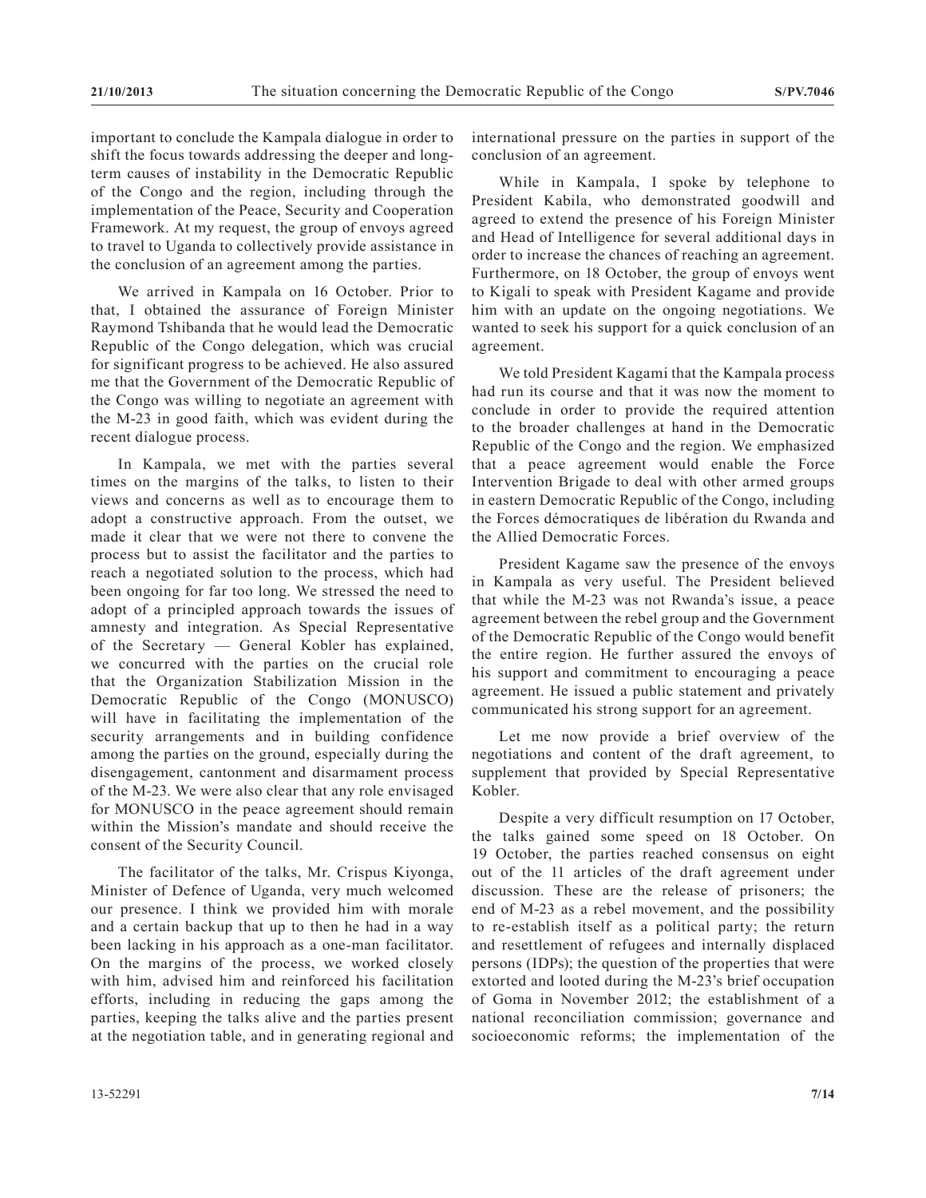important to conclude the Kampala dialogue in order to shift the focus towards addressing the deeper and long-term causes of instability in the Democratic Republic of the Congo and the region, including through the implementation of the Peace, Security and Cooperation Framework. At my request, the group of envoys agreed to travel to Uganda to collectively provide assistance in the conclusion of an agreement among the parties.

We arrived in Kampala on 16 October. Prior to that, I obtained the assurance of Foreign Minister Raymond Tshibanda that he would lead the Democratic Republic of the Congo delegation, which was crucial for significant progress to be achieved. He also assured me that the Government of the Democratic Republic of the Congo was willing to negotiate an agreement with the M-23 in good faith, which was evident during the recent dialogue process.

In Kampala, we met with the parties several times on the margins of the talks, to listen to their views and concerns as well as to encourage them to adopt a constructive approach. From the outset, we made it clear that we were not there to convene the process but to assist the facilitator and the parties to reach a negotiated solution to the process, which had been ongoing for far too long. We stressed the need to adopt of a principled approach towards the issues of amnesty and integration. As Special Representative of the Secretary — General Kobler has explained, we concurred with the parties on the crucial role that the Organization Stabilization Mission in the Democratic Republic of the Congo (MONUSCO) will have in facilitating the implementation of the security arrangements and in building confidence among the parties on the ground, especially during the disengagement, cantonment and disarmament process of the M-23. We were also clear that any role envisaged for MONUSCO in the peace agreement should remain within the Mission's mandate and should receive the consent of the Security Council.

The facilitator of the talks, Mr. Crispus Kiyonga, Minister of Defence of Uganda, very much welcomed our presence. I think we provided him with morale and a certain backup that up to then he had in a way been lacking in his approach as a one-man facilitator. On the margins of the process, we worked closely with him, advised him and reinforced his facilitation efforts, including in reducing the gaps among the parties, keeping the talks alive and the parties present at the negotiation table, and in generating regional and international pressure on the parties in support of the conclusion of an agreement.

While in Kampala, I spoke by telephone to President Kabila, who demonstrated goodwill and agreed to extend the presence of his Foreign Minister and Head of Intelligence for several additional days in order to increase the chances of reaching an agreement. Furthermore, on 18 October, the group of envoys went to Kigali to speak with President Kagame and provide him with an update on the ongoing negotiations. We wanted to seek his support for a quick conclusion of an agreement.

We told President Kagami that the Kampala process had run its course and that it was now the moment to conclude in order to provide the required attention to the broader challenges at hand in the Democratic Republic of the Congo and the region. We emphasized that a peace agreement would enable the Force Intervention Brigade to deal with other armed groups in eastern Democratic Republic of the Congo, including the Forces démocratiques de libération du Rwanda and the Allied Democratic Forces.

President Kagame saw the presence of the envoys in Kampala as very useful. The President believed that while the M-23 was not Rwanda's issue, a peace agreement between the rebel group and the Government of the Democratic Republic of the Congo would benefit the entire region. He further assured the envoys of his support and commitment to encouraging a peace agreement. He issued a public statement and privately communicated his strong support for an agreement.

Let me now provide a brief overview of the negotiations and content of the draft agreement, to supplement that provided by Special Representative Kobler.

Despite a very difficult resumption on 17 October, the talks gained some speed on 18 October. On 19 October, the parties reached consensus on eight out of the 11 articles of the draft agreement under discussion. These are the release of prisoners; the end of M-23 as a rebel movement, and the possibility to re-establish itself as a political party; the return and resettlement of refugees and internally displaced persons (IDPs); the question of the properties that were extorted and looted during the M-23's brief occupation of Goma in November 2012; the establishment of a national reconciliation commission; governance and socioeconomic reforms; the implementation of the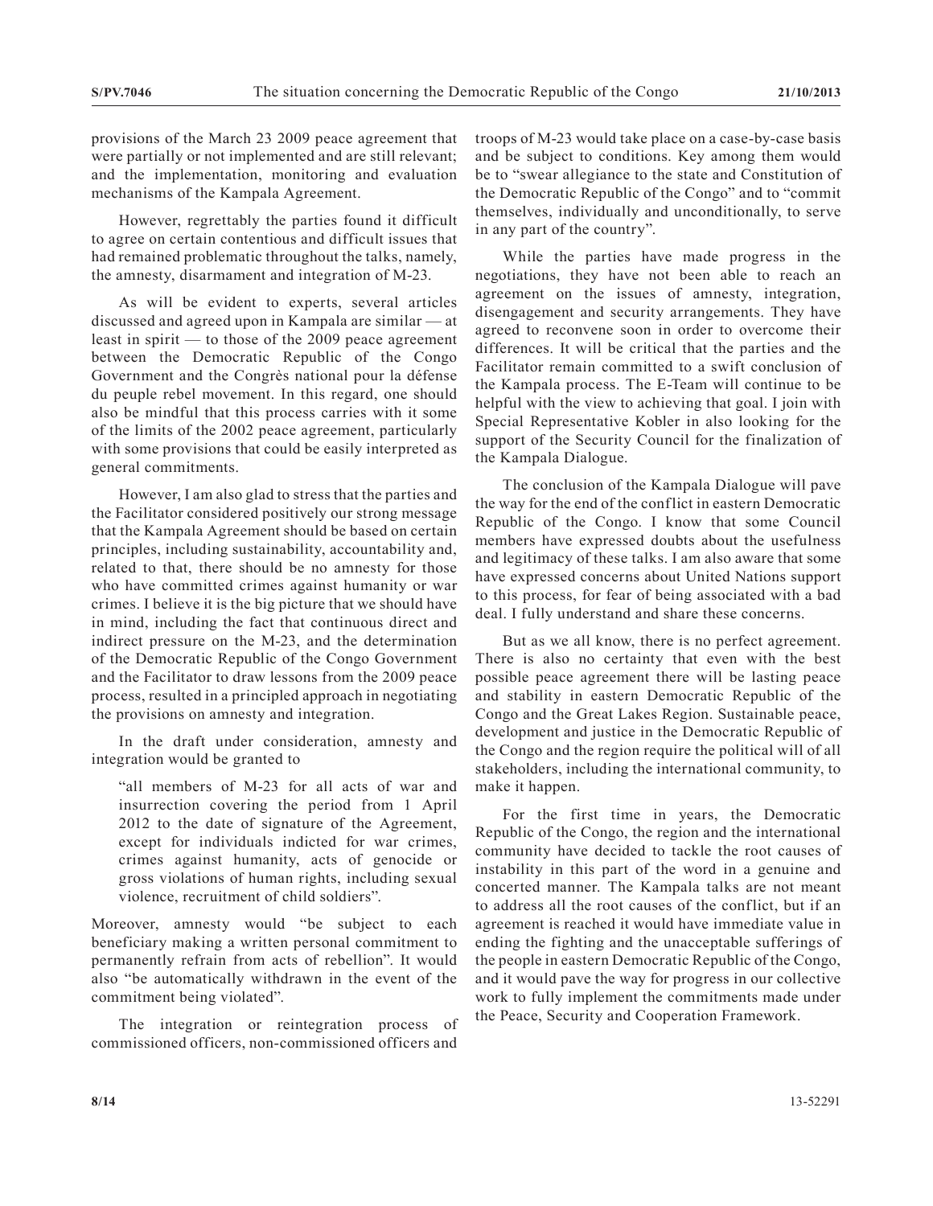provisions of the March 23 2009 peace agreement that were partially or not implemented and are still relevant; and the implementation, monitoring and evaluation mechanisms of the Kampala Agreement.

However, regrettably the parties found it difficult to agree on certain contentious and difficult issues that had remained problematic throughout the talks, namely, the amnesty, disarmament and integration of M-23.

As will be evident to experts, several articles discussed and agreed upon in Kampala are similar — at least in spirit — to those of the 2009 peace agreement between the Democratic Republic of the Congo Government and the Congrès national pour la défense du peuple rebel movement. In this regard, one should also be mindful that this process carries with it some of the limits of the 2002 peace agreement, particularly with some provisions that could be easily interpreted as general commitments.

However, I am also glad to stress that the parties and the Facilitator considered positively our strong message that the Kampala Agreement should be based on certain principles, including sustainability, accountability and, related to that, there should be no amnesty for those who have committed crimes against humanity or war crimes. I believe it is the big picture that we should have in mind, including the fact that continuous direct and indirect pressure on the M-23, and the determination of the Democratic Republic of the Congo Government and the Facilitator to draw lessons from the 2009 peace process, resulted in a principled approach in negotiating the provisions on amnesty and integration.

In the draft under consideration, amnesty and integration would be granted to

> "all members of M-23 for all acts of war and insurrection covering the period from 1 April 2012 to the date of signature of the Agreement, except for individuals indicted for war crimes, crimes against humanity, acts of genocide or gross violations of human rights, including sexual violence, recruitment of child soldiers".

Moreover, amnesty would "be subject to each beneficiary making a written personal commitment to permanently refrain from acts of rebellion". It would also "be automatically withdrawn in the event of the commitment being violated".

The integration or reintegration process of commissioned officers, non-commissioned officers and troops of M-23 would take place on a case-by-case basis and be subject to conditions. Key among them would be to "swear allegiance to the state and Constitution of the Democratic Republic of the Congo" and to "commit themselves, individually and unconditionally, to serve in any part of the country".

While the parties have made progress in the negotiations, they have not been able to reach an agreement on the issues of amnesty, integration, disengagement and security arrangements. They have agreed to reconvene soon in order to overcome their differences. It will be critical that the parties and the Facilitator remain committed to a swift conclusion of the Kampala process. The E-Team will continue to be helpful with the view to achieving that goal. I join with Special Representative Kobler in also looking for the support of the Security Council for the finalization of the Kampala Dialogue.

The conclusion of the Kampala Dialogue will pave the way for the end of the conflict in eastern Democratic Republic of the Congo. I know that some Council members have expressed doubts about the usefulness and legitimacy of these talks. I am also aware that some have expressed concerns about United Nations support to this process, for fear of being associated with a bad deal. I fully understand and share these concerns.

But as we all know, there is no perfect agreement. There is also no certainty that even with the best possible peace agreement there will be lasting peace and stability in eastern Democratic Republic of the Congo and the Great Lakes Region. Sustainable peace, development and justice in the Democratic Republic of the Congo and the region require the political will of all stakeholders, including the international community, to make it happen.

For the first time in years, the Democratic Republic of the Congo, the region and the international community have decided to tackle the root causes of instability in this part of the word in a genuine and concerted manner. The Kampala talks are not meant to address all the root causes of the conflict, but if an agreement is reached it would have immediate value in ending the fighting and the unacceptable sufferings of the people in eastern Democratic Republic of the Congo, and it would pave the way for progress in our collective work to fully implement the commitments made under the Peace, Security and Cooperation Framework.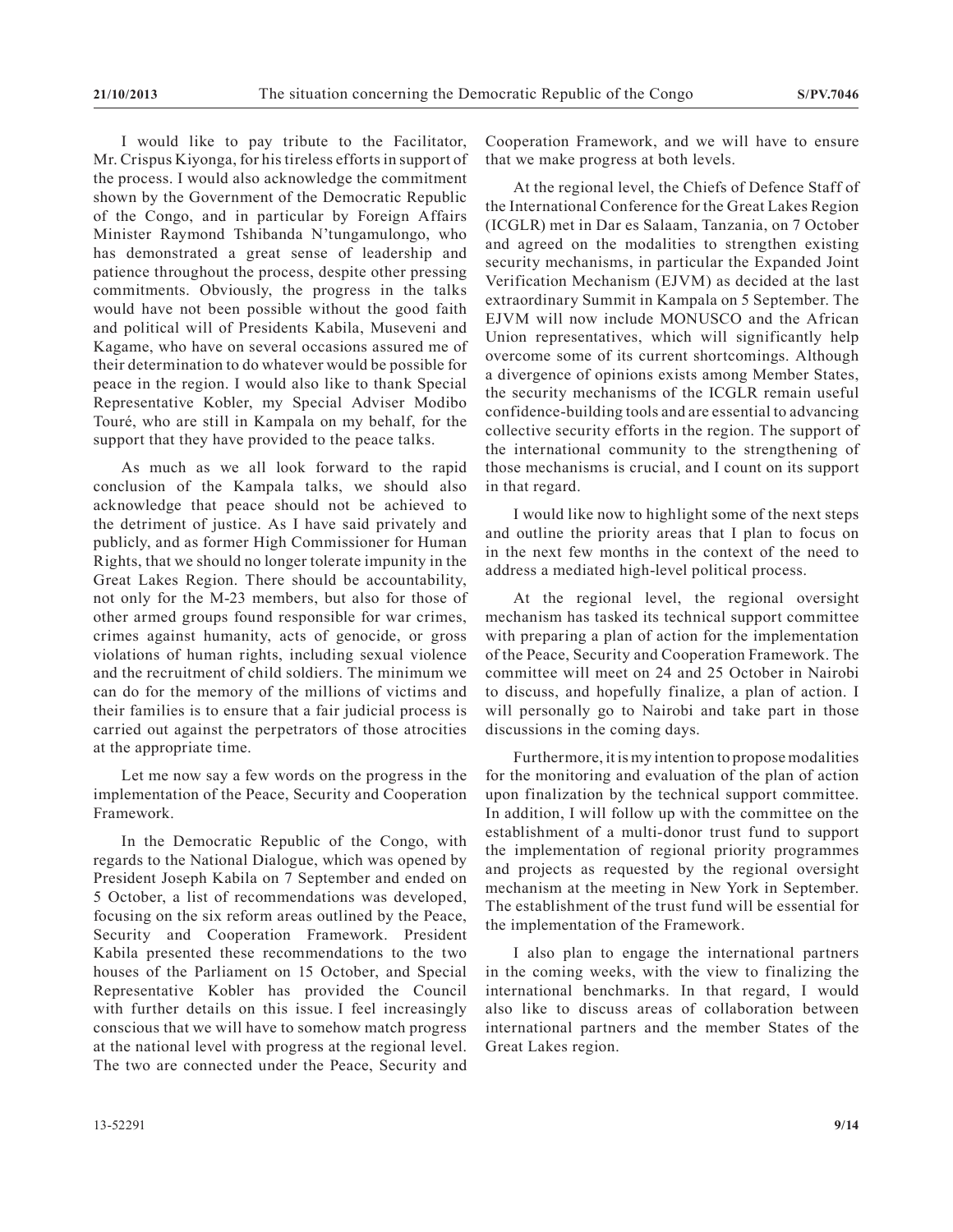I would like to pay tribute to the Facilitator, Mr. Crispus Kiyonga, for his tireless efforts in support of the process. I would also acknowledge the commitment shown by the Government of the Democratic Republic of the Congo, and in particular by Foreign Affairs Minister Raymond Tshibanda N'tungamulongo, who has demonstrated a great sense of leadership and patience throughout the process, despite other pressing commitments. Obviously, the progress in the talks would have not been possible without the good faith and political will of Presidents Kabila, Museveni and Kagame, who have on several occasions assured me of their determination to do whatever would be possible for peace in the region. I would also like to thank Special Representative Kobler, my Special Adviser Modibo Touré, who are still in Kampala on my behalf, for the support that they have provided to the peace talks.

As much as we all look forward to the rapid conclusion of the Kampala talks, we should also acknowledge that peace should not be achieved to the detriment of justice. As I have said privately and publicly, and as former High Commissioner for Human Rights, that we should no longer tolerate impunity in the Great Lakes Region. There should be accountability, not only for the M-23 members, but also for those of other armed groups found responsible for war crimes, crimes against humanity, acts of genocide, or gross violations of human rights, including sexual violence and the recruitment of child soldiers. The minimum we can do for the memory of the millions of victims and their families is to ensure that a fair judicial process is carried out against the perpetrators of those atrocities at the appropriate time.

Let me now say a few words on the progress in the implementation of the Peace, Security and Cooperation Framework.

In the Democratic Republic of the Congo, with regards to the National Dialogue, which was opened by President Joseph Kabila on 7 September and ended on 5 October, a list of recommendations was developed, focusing on the six reform areas outlined by the Peace, Security and Cooperation Framework. President Kabila presented these recommendations to the two houses of the Parliament on 15 October, and Special Representative Kobler has provided the Council with further details on this issue. I feel increasingly conscious that we will have to somehow match progress at the national level with progress at the regional level. The two are connected under the Peace, Security and Cooperation Framework, and we will have to ensure that we make progress at both levels.

At the regional level, the Chiefs of Defence Staff of the International Conference for the Great Lakes Region (ICGLR) met in Dar es Salaam, Tanzania, on 7 October and agreed on the modalities to strengthen existing security mechanisms, in particular the Expanded Joint Verification Mechanism (EJVM) as decided at the last extraordinary Summit in Kampala on 5 September. The EJVM will now include MONUSCO and the African Union representatives, which will significantly help overcome some of its current shortcomings. Although a divergence of opinions exists among Member States, the security mechanisms of the ICGLR remain useful confidence-building tools and are essential to advancing collective security efforts in the region. The support of the international community to the strengthening of those mechanisms is crucial, and I count on its support in that regard.

I would like now to highlight some of the next steps and outline the priority areas that I plan to focus on in the next few months in the context of the need to address a mediated high-level political process.

At the regional level, the regional oversight mechanism has tasked its technical support committee with preparing a plan of action for the implementation of the Peace, Security and Cooperation Framework. The committee will meet on 24 and 25 October in Nairobi to discuss, and hopefully finalize, a plan of action. I will personally go to Nairobi and take part in those discussions in the coming days.

Furthermore, it is my intention to propose modalities for the monitoring and evaluation of the plan of action upon finalization by the technical support committee. In addition, I will follow up with the committee on the establishment of a multi-donor trust fund to support the implementation of regional priority programmes and projects as requested by the regional oversight mechanism at the meeting in New York in September. The establishment of the trust fund will be essential for the implementation of the Framework.

I also plan to engage the international partners in the coming weeks, with the view to finalizing the international benchmarks. In that regard, I would also like to discuss areas of collaboration between international partners and the member States of the Great Lakes region.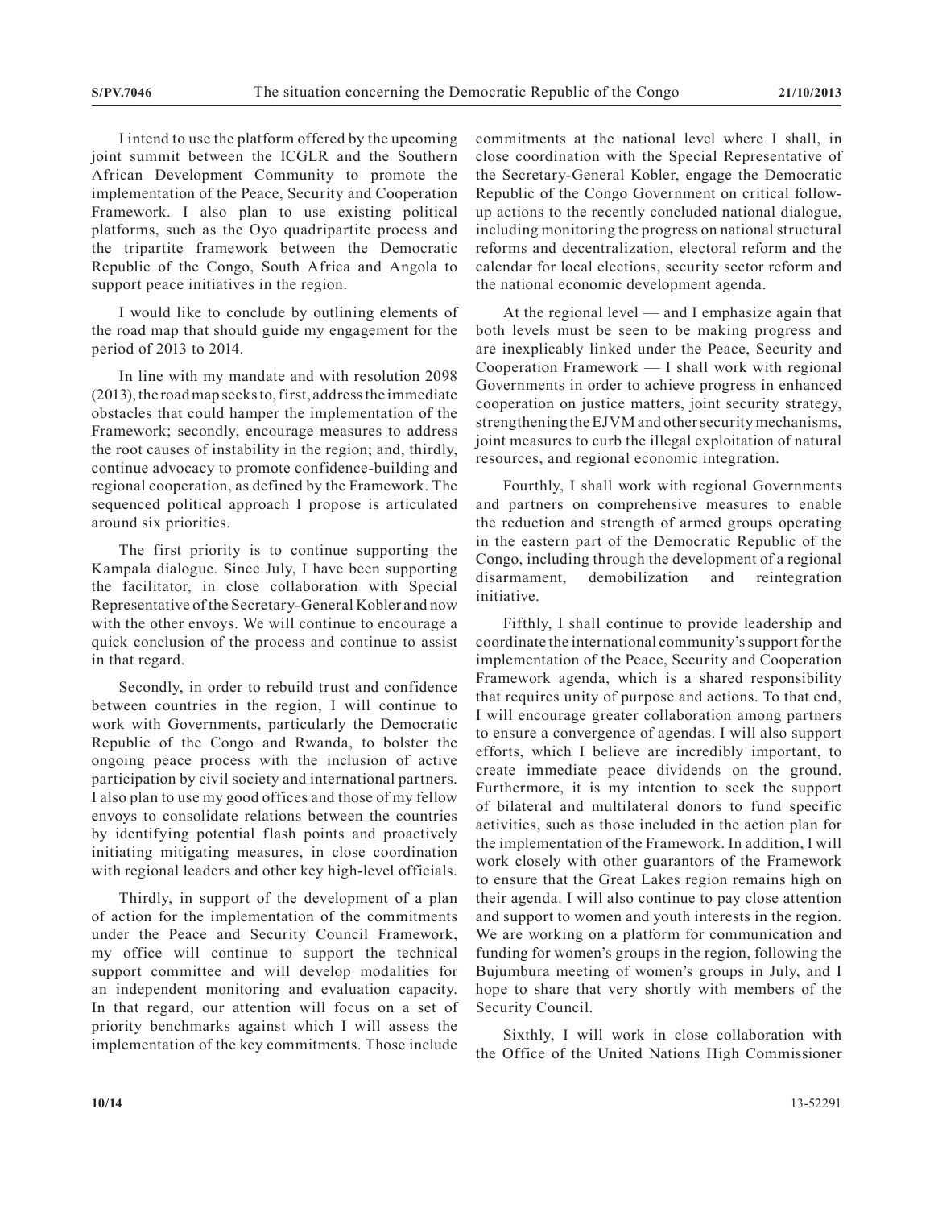I intend to use the platform offered by the upcoming joint summit between the ICGLR and the Southern African Development Community to promote the implementation of the Peace, Security and Cooperation Framework. I also plan to use existing political platforms, such as the Oyo quadripartite process and the tripartite framework between the Democratic Republic of the Congo, South Africa and Angola to support peace initiatives in the region.

I would like to conclude by outlining elements of the road map that should guide my engagement for the period of 2013 to 2014.

In line with my mandate and with resolution 2098 (2013), the road map seeks to, first, address the immediate obstacles that could hamper the implementation of the Framework; secondly, encourage measures to address the root causes of instability in the region; and, thirdly, continue advocacy to promote confidence-building and regional cooperation, as defined by the Framework. The sequenced political approach I propose is articulated around six priorities.

The first priority is to continue supporting the Kampala dialogue. Since July, I have been supporting the facilitator, in close collaboration with Special Representative of the Secretary-General Kobler and now with the other envoys. We will continue to encourage a quick conclusion of the process and continue to assist in that regard.

Secondly, in order to rebuild trust and confidence between countries in the region, I will continue to work with Governments, particularly the Democratic Republic of the Congo and Rwanda, to bolster the ongoing peace process with the inclusion of active participation by civil society and international partners. I also plan to use my good offices and those of my fellow envoys to consolidate relations between the countries by identifying potential flash points and proactively initiating mitigating measures, in close coordination with regional leaders and other key high-level officials.

Thirdly, in support of the development of a plan of action for the implementation of the commitments under the Peace and Security Council Framework, my office will continue to support the technical support committee and will develop modalities for an independent monitoring and evaluation capacity. In that regard, our attention will focus on a set of priority benchmarks against which I will assess the implementation of the key commitments. Those include commitments at the national level where I shall, in close coordination with the Special Representative of the Secretary-General Kobler, engage the Democratic Republic of the Congo Government on critical follow-up actions to the recently concluded national dialogue, including monitoring the progress on national structural reforms and decentralization, electoral reform and the calendar for local elections, security sector reform and the national economic development agenda.

At the regional level — and I emphasize again that both levels must be seen to be making progress and are inexplicably linked under the Peace, Security and Cooperation Framework — I shall work with regional Governments in order to achieve progress in enhanced cooperation on justice matters, joint security strategy, strengthening the EJVM and other security mechanisms, joint measures to curb the illegal exploitation of natural resources, and regional economic integration.

Fourthly, I shall work with regional Governments and partners on comprehensive measures to enable the reduction and strength of armed groups operating in the eastern part of the Democratic Republic of the Congo, including through the development of a regional disarmament, demobilization and reintegration initiative.

Fifthly, I shall continue to provide leadership and coordinate the international community's support for the implementation of the Peace, Security and Cooperation Framework agenda, which is a shared responsibility that requires unity of purpose and actions. To that end, I will encourage greater collaboration among partners to ensure a convergence of agendas. I will also support efforts, which I believe are incredibly important, to create immediate peace dividends on the ground. Furthermore, it is my intention to seek the support of bilateral and multilateral donors to fund specific activities, such as those included in the action plan for the implementation of the Framework. In addition, I will work closely with other guarantors of the Framework to ensure that the Great Lakes region remains high on their agenda. I will also continue to pay close attention and support to women and youth interests in the region. We are working on a platform for communication and funding for women's groups in the region, following the Bujumbura meeting of women's groups in July, and I hope to share that very shortly with members of the Security Council.

Sixthly, I will work in close collaboration with the Office of the United Nations High Commissioner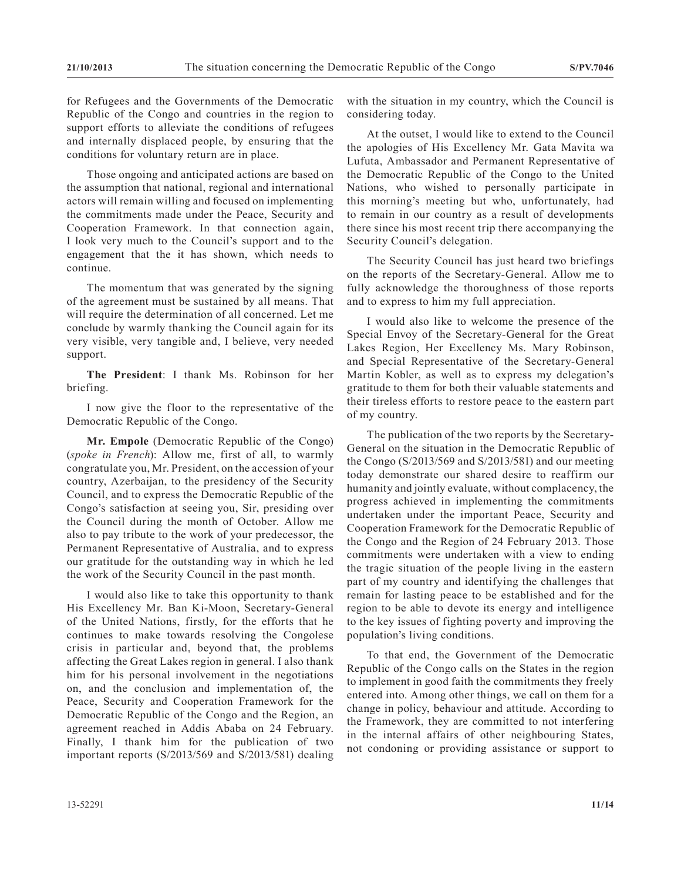for Refugees and the Governments of the Democratic Republic of the Congo and countries in the region to support efforts to alleviate the conditions of refugees and internally displaced people, by ensuring that the conditions for voluntary return are in place.

Those ongoing and anticipated actions are based on the assumption that national, regional and international actors will remain willing and focused on implementing the commitments made under the Peace, Security and Cooperation Framework. In that connection again, I look very much to the Council's support and to the engagement that the it has shown, which needs to continue.

The momentum that was generated by the signing of the agreement must be sustained by all means. That will require the determination of all concerned. Let me conclude by warmly thanking the Council again for its very visible, very tangible and, I believe, very needed support.

**The President**: I thank Ms. Robinson for her briefing.

I now give the floor to the representative of the Democratic Republic of the Congo.

**Mr. Empole** (Democratic Republic of the Congo) (*spoke in French*): Allow me, first of all, to warmly congratulate you, Mr. President, on the accession of your country, Azerbaijan, to the presidency of the Security Council, and to express the Democratic Republic of the Congo's satisfaction at seeing you, Sir, presiding over the Council during the month of October. Allow me also to pay tribute to the work of your predecessor, the Permanent Representative of Australia, and to express our gratitude for the outstanding way in which he led the work of the Security Council in the past month.

I would also like to take this opportunity to thank His Excellency Mr. Ban Ki-Moon, Secretary-General of the United Nations, firstly, for the efforts that he continues to make towards resolving the Congolese crisis in particular and, beyond that, the problems affecting the Great Lakes region in general. I also thank him for his personal involvement in the negotiations on, and the conclusion and implementation of, the Peace, Security and Cooperation Framework for the Democratic Republic of the Congo and the Region, an agreement reached in Addis Ababa on 24 February. Finally, I thank him for the publication of two important reports (S/2013/569 and S/2013/581) dealing with the situation in my country, which the Council is considering today.

At the outset, I would like to extend to the Council the apologies of His Excellency Mr. Gata Mavita wa Lufuta, Ambassador and Permanent Representative of the Democratic Republic of the Congo to the United Nations, who wished to personally participate in this morning's meeting but who, unfortunately, had to remain in our country as a result of developments there since his most recent trip there accompanying the Security Council's delegation.

The Security Council has just heard two briefings on the reports of the Secretary-General. Allow me to fully acknowledge the thoroughness of those reports and to express to him my full appreciation.

I would also like to welcome the presence of the Special Envoy of the Secretary-General for the Great Lakes Region, Her Excellency Ms. Mary Robinson, and Special Representative of the Secretary-General Martin Kobler, as well as to express my delegation's gratitude to them for both their valuable statements and their tireless efforts to restore peace to the eastern part of my country.

The publication of the two reports by the Secretary-General on the situation in the Democratic Republic of the Congo (S/2013/569 and S/2013/581) and our meeting today demonstrate our shared desire to reaffirm our humanity and jointly evaluate, without complacency, the progress achieved in implementing the commitments undertaken under the important Peace, Security and Cooperation Framework for the Democratic Republic of the Congo and the Region of 24 February 2013. Those commitments were undertaken with a view to ending the tragic situation of the people living in the eastern part of my country and identifying the challenges that remain for lasting peace to be established and for the region to be able to devote its energy and intelligence to the key issues of fighting poverty and improving the population's living conditions.

To that end, the Government of the Democratic Republic of the Congo calls on the States in the region to implement in good faith the commitments they freely entered into. Among other things, we call on them for a change in policy, behaviour and attitude. According to the Framework, they are committed to not interfering in the internal affairs of other neighbouring States, not condoning or providing assistance or support to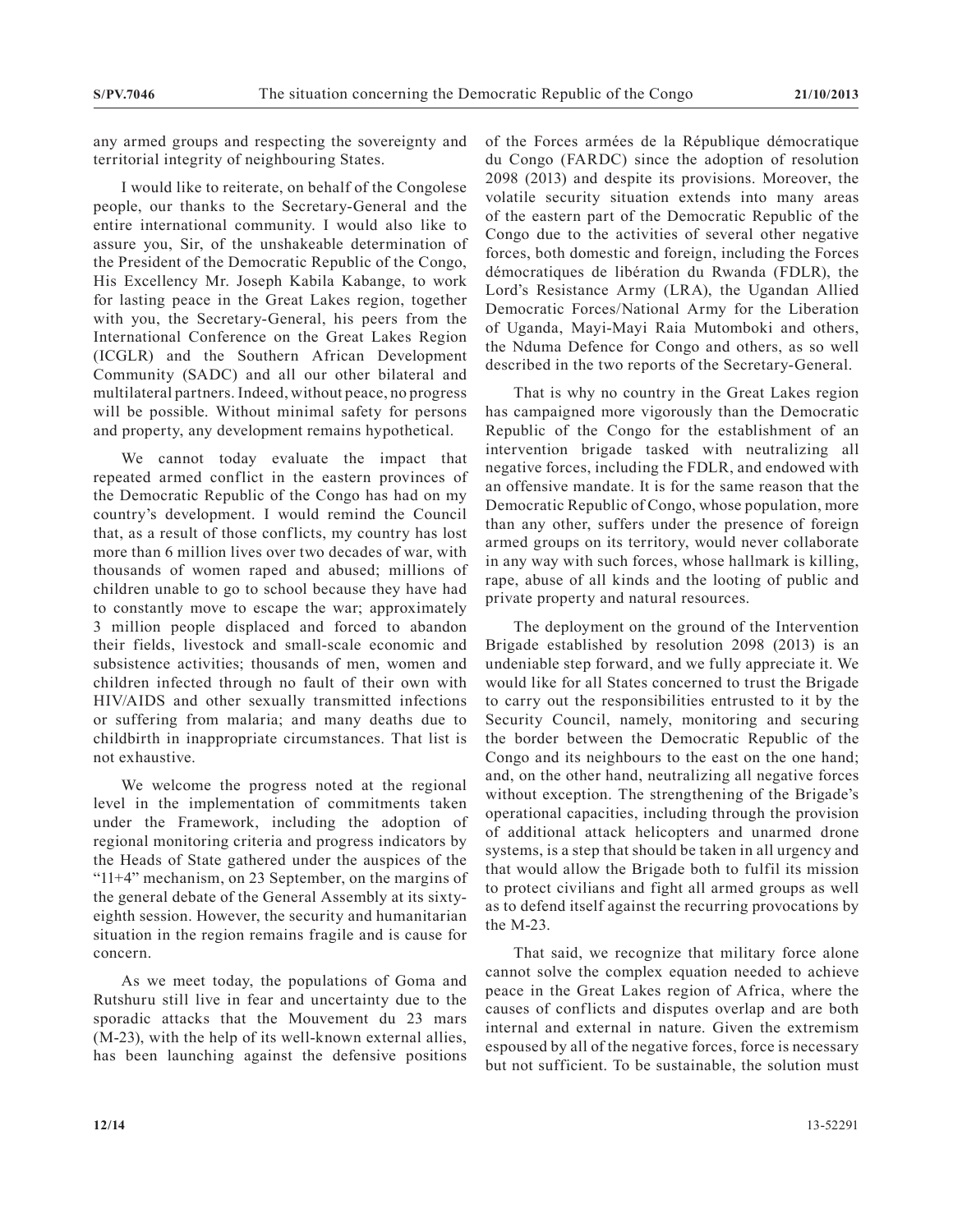any armed groups and respecting the sovereignty and territorial integrity of neighbouring States.

I would like to reiterate, on behalf of the Congolese people, our thanks to the Secretary-General and the entire international community. I would also like to assure you, Sir, of the unshakeable determination of the President of the Democratic Republic of the Congo, His Excellency Mr. Joseph Kabila Kabange, to work for lasting peace in the Great Lakes region, together with you, the Secretary-General, his peers from the International Conference on the Great Lakes Region (ICGLR) and the Southern African Development Community (SADC) and all our other bilateral and multilateral partners. Indeed, without peace, no progress will be possible. Without minimal safety for persons and property, any development remains hypothetical.

We cannot today evaluate the impact that repeated armed conflict in the eastern provinces of the Democratic Republic of the Congo has had on my country's development. I would remind the Council that, as a result of those conflicts, my country has lost more than 6 million lives over two decades of war, with thousands of women raped and abused; millions of children unable to go to school because they have had to constantly move to escape the war; approximately 3 million people displaced and forced to abandon their fields, livestock and small-scale economic and subsistence activities; thousands of men, women and children infected through no fault of their own with HIV/AIDS and other sexually transmitted infections or suffering from malaria; and many deaths due to childbirth in inappropriate circumstances. That list is not exhaustive.

We welcome the progress noted at the regional level in the implementation of commitments taken under the Framework, including the adoption of regional monitoring criteria and progress indicators by the Heads of State gathered under the auspices of the "11+4" mechanism, on 23 September, on the margins of the general debate of the General Assembly at its sixty-eighth session. However, the security and humanitarian situation in the region remains fragile and is cause for concern.

As we meet today, the populations of Goma and Rutshuru still live in fear and uncertainty due to the sporadic attacks that the Mouvement du 23 mars (M-23), with the help of its well-known external allies, has been launching against the defensive positions of the Forces armées de la République démocratique du Congo (FARDC) since the adoption of resolution 2098 (2013) and despite its provisions. Moreover, the volatile security situation extends into many areas of the eastern part of the Democratic Republic of the Congo due to the activities of several other negative forces, both domestic and foreign, including the Forces démocratiques de libération du Rwanda (FDLR), the Lord's Resistance Army (LRA), the Ugandan Allied Democratic Forces/National Army for the Liberation of Uganda, Mayi-Mayi Raia Mutomboki and others, the Nduma Defence for Congo and others, as so well described in the two reports of the Secretary-General.

That is why no country in the Great Lakes region has campaigned more vigorously than the Democratic Republic of the Congo for the establishment of an intervention brigade tasked with neutralizing all negative forces, including the FDLR, and endowed with an offensive mandate. It is for the same reason that the Democratic Republic of Congo, whose population, more than any other, suffers under the presence of foreign armed groups on its territory, would never collaborate in any way with such forces, whose hallmark is killing, rape, abuse of all kinds and the looting of public and private property and natural resources.

The deployment on the ground of the Intervention Brigade established by resolution 2098 (2013) is an undeniable step forward, and we fully appreciate it. We would like for all States concerned to trust the Brigade to carry out the responsibilities entrusted to it by the Security Council, namely, monitoring and securing the border between the Democratic Republic of the Congo and its neighbours to the east on the one hand; and, on the other hand, neutralizing all negative forces without exception. The strengthening of the Brigade's operational capacities, including through the provision of additional attack helicopters and unarmed drone systems, is a step that should be taken in all urgency and that would allow the Brigade both to fulfil its mission to protect civilians and fight all armed groups as well as to defend itself against the recurring provocations by the M-23.

That said, we recognize that military force alone cannot solve the complex equation needed to achieve peace in the Great Lakes region of Africa, where the causes of conflicts and disputes overlap and are both internal and external in nature. Given the extremism espoused by all of the negative forces, force is necessary but not sufficient. To be sustainable, the solution must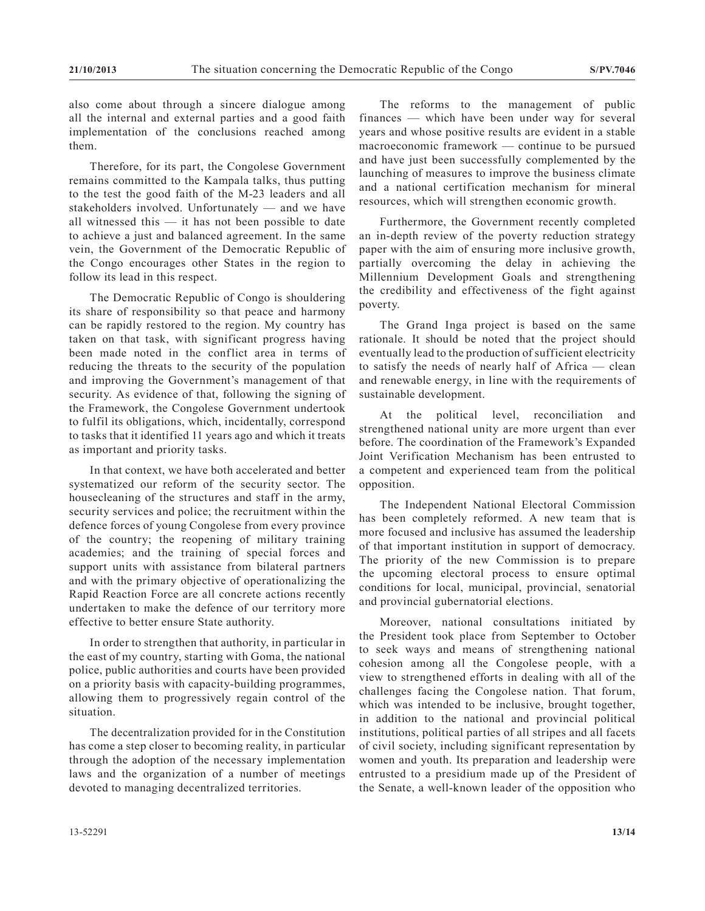also come about through a sincere dialogue among all the internal and external parties and a good faith implementation of the conclusions reached among them.

Therefore, for its part, the Congolese Government remains committed to the Kampala talks, thus putting to the test the good faith of the M-23 leaders and all stakeholders involved. Unfortunately — and we have all witnessed this — it has not been possible to date to achieve a just and balanced agreement. In the same vein, the Government of the Democratic Republic of the Congo encourages other States in the region to follow its lead in this respect.

The Democratic Republic of Congo is shouldering its share of responsibility so that peace and harmony can be rapidly restored to the region. My country has taken on that task, with significant progress having been made noted in the conflict area in terms of reducing the threats to the security of the population and improving the Government's management of that security. As evidence of that, following the signing of the Framework, the Congolese Government undertook to fulfil its obligations, which, incidentally, correspond to tasks that it identified 11 years ago and which it treats as important and priority tasks.

In that context, we have both accelerated and better systematized our reform of the security sector. The housecleaning of the structures and staff in the army, security services and police; the recruitment within the defence forces of young Congolese from every province of the country; the reopening of military training academies; and the training of special forces and support units with assistance from bilateral partners and with the primary objective of operationalizing the Rapid Reaction Force are all concrete actions recently undertaken to make the defence of our territory more effective to better ensure State authority.

In order to strengthen that authority, in particular in the east of my country, starting with Goma, the national police, public authorities and courts have been provided on a priority basis with capacity-building programmes, allowing them to progressively regain control of the situation.

The decentralization provided for in the Constitution has come a step closer to becoming reality, in particular through the adoption of the necessary implementation laws and the organization of a number of meetings devoted to managing decentralized territories.

The reforms to the management of public finances — which have been under way for several years and whose positive results are evident in a stable macroeconomic framework — continue to be pursued and have just been successfully complemented by the launching of measures to improve the business climate and a national certification mechanism for mineral resources, which will strengthen economic growth.

Furthermore, the Government recently completed an in-depth review of the poverty reduction strategy paper with the aim of ensuring more inclusive growth, partially overcoming the delay in achieving the Millennium Development Goals and strengthening the credibility and effectiveness of the fight against poverty.

The Grand Inga project is based on the same rationale. It should be noted that the project should eventually lead to the production of sufficient electricity to satisfy the needs of nearly half of Africa — clean and renewable energy, in line with the requirements of sustainable development.

At the political level, reconciliation and strengthened national unity are more urgent than ever before. The coordination of the Framework's Expanded Joint Verification Mechanism has been entrusted to a competent and experienced team from the political opposition.

The Independent National Electoral Commission has been completely reformed. A new team that is more focused and inclusive has assumed the leadership of that important institution in support of democracy. The priority of the new Commission is to prepare the upcoming electoral process to ensure optimal conditions for local, municipal, provincial, senatorial and provincial gubernatorial elections.

Moreover, national consultations initiated by the President took place from September to October to seek ways and means of strengthening national cohesion among all the Congolese people, with a view to strengthened efforts in dealing with all of the challenges facing the Congolese nation. That forum, which was intended to be inclusive, brought together, in addition to the national and provincial political institutions, political parties of all stripes and all facets of civil society, including significant representation by women and youth. Its preparation and leadership were entrusted to a presidium made up of the President of the Senate, a well-known leader of the opposition who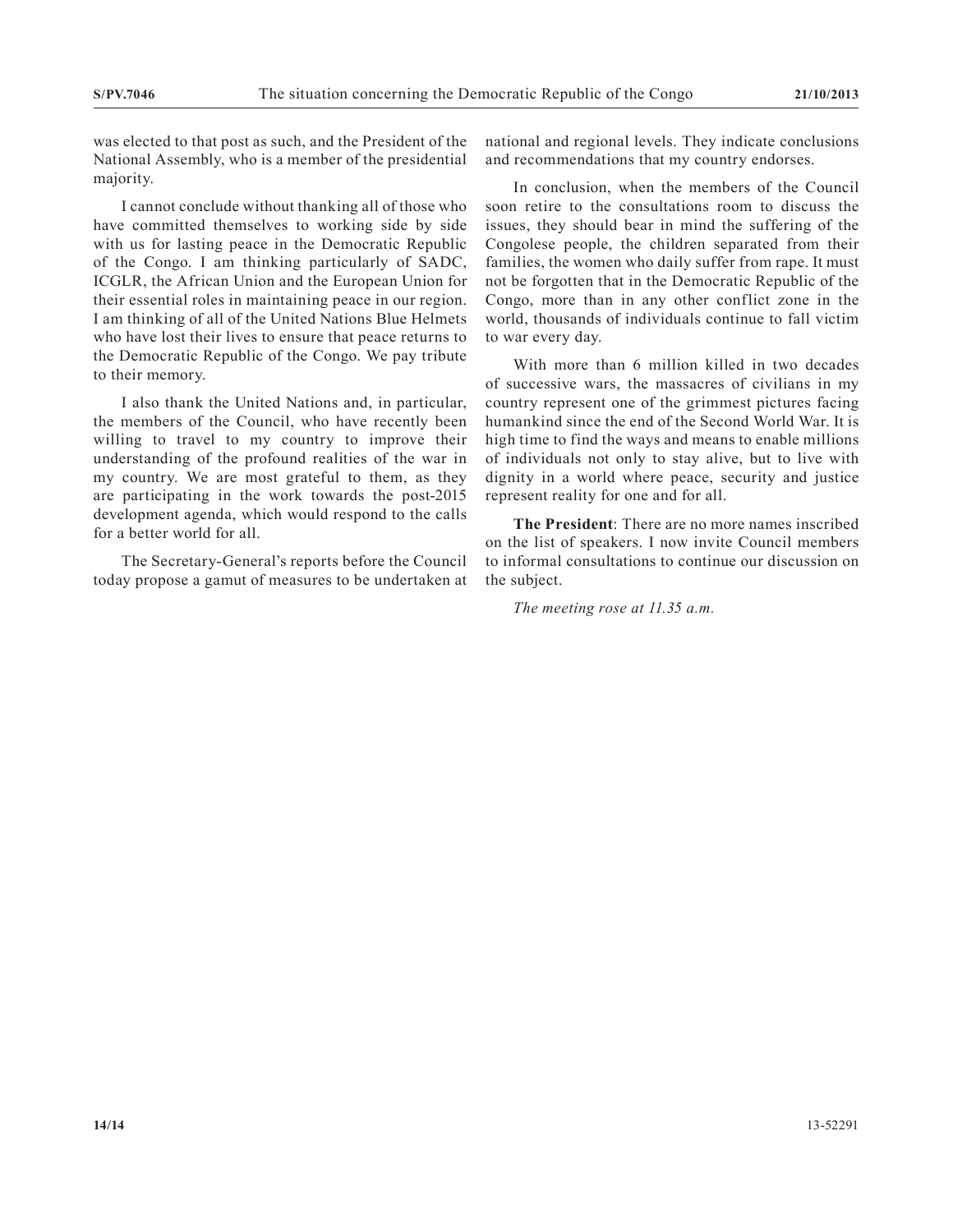was elected to that post as such, and the President of the National Assembly, who is a member of the presidential majority.

I cannot conclude without thanking all of those who have committed themselves to working side by side with us for lasting peace in the Democratic Republic of the Congo. I am thinking particularly of SADC, ICGLR, the African Union and the European Union for their essential roles in maintaining peace in our region. I am thinking of all of the United Nations Blue Helmets who have lost their lives to ensure that peace returns to the Democratic Republic of the Congo. We pay tribute to their memory.

I also thank the United Nations and, in particular, the members of the Council, who have recently been willing to travel to my country to improve their understanding of the profound realities of the war in my country. We are most grateful to them, as they are participating in the work towards the post-2015 development agenda, which would respond to the calls for a better world for all.

The Secretary-General's reports before the Council today propose a gamut of measures to be undertaken at national and regional levels. They indicate conclusions and recommendations that my country endorses.

In conclusion, when the members of the Council soon retire to the consultations room to discuss the issues, they should bear in mind the suffering of the Congolese people, the children separated from their families, the women who daily suffer from rape. It must not be forgotten that in the Democratic Republic of the Congo, more than in any other conflict zone in the world, thousands of individuals continue to fall victim to war every day.

With more than 6 million killed in two decades of successive wars, the massacres of civilians in my country represent one of the grimmest pictures facing humankind since the end of the Second World War. It is high time to find the ways and means to enable millions of individuals not only to stay alive, but to live with dignity in a world where peace, security and justice represent reality for one and for all.

**The President**: There are no more names inscribed on the list of speakers. I now invite Council members to informal consultations to continue our discussion on the subject.

*The meeting rose at 11.35 a.m.*